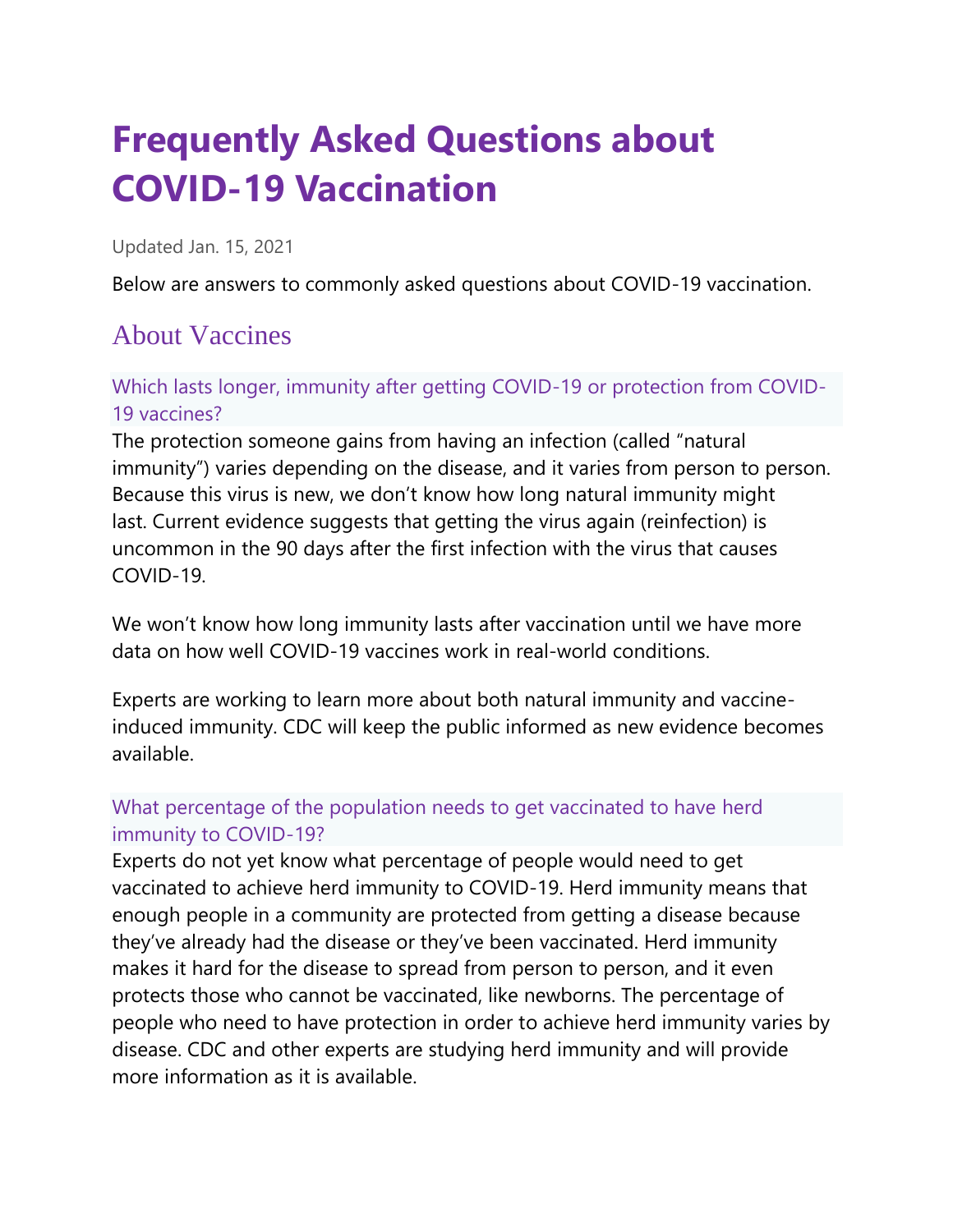# Frequently Asked Questions about COVID-19 Vaccination

Updated Jan. 15, 2021

Below are answers to commonly asked questions about COVID-19 vaccination.

## About Vaccines

### Which lasts longer, immunity after getting COVID-19 or protection from COVID-19 vaccines?

The protection someone gains from having an infection (called "natural immunity") varies depending on the disease, and it varies from person to person. Because this virus is new, we don't know how long natural immunity might last. Current evidence suggests that getting the virus again (reinfection) is uncommon in the 90 days after the first infection with the virus that causes COVID-19.

We won't know how long immunity lasts after vaccination until we have more data on how well COVID-19 vaccines work in real-world conditions.

Experts are working to learn more about both natural immunity and vaccine-induced immunity. CDC will keep the public informed as new evidence becomes available.

### What percentage of the population needs to get vaccinated to have herd immunity to COVID-19?

Experts do not yet know what percentage of people would need to get vaccinated to achieve herd immunity to COVID-19. Herd immunity means that enough people in a community are protected from getting a disease because they've already had the disease or they've been vaccinated. Herd immunity makes it hard for the disease to spread from person to person, and it even protects those who cannot be vaccinated, like newborns. The percentage of people who need to have protection in order to achieve herd immunity varies by disease. CDC and other experts are studying herd immunity and will provide more information as it is available.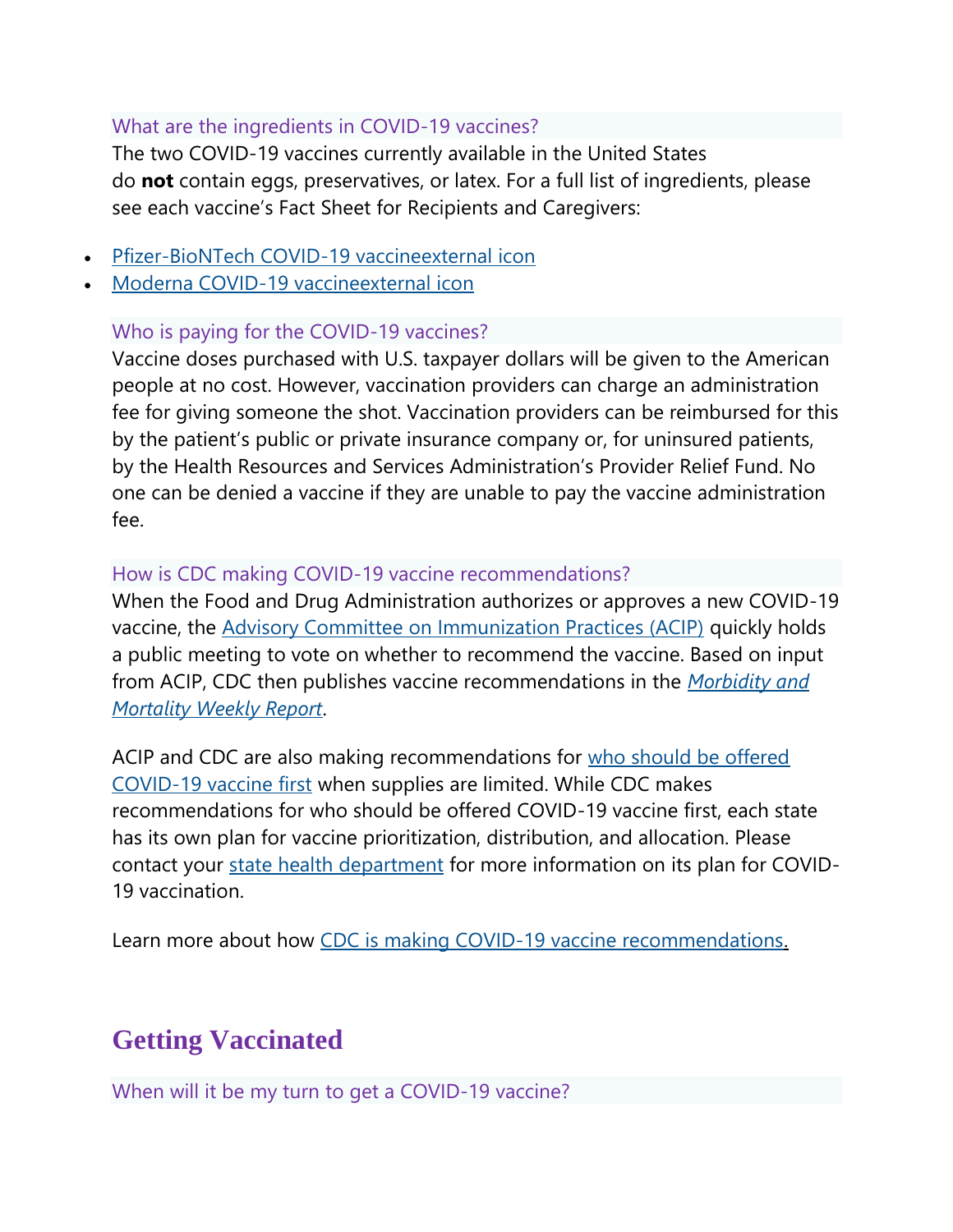### What are the ingredients in COVID-19 vaccines?

The two COVID-19 vaccines currently available in the United States do **not** contain eggs, preservatives, or latex. For a full list of ingredients, please see each vaccine's Fact Sheet for Recipients and Caregivers:

- Pfizer-BioNTech COVID-19 vaccineexternal icon
- Moderna COVID-19 vaccineexternal icon

### Who is paying for the COVID-19 vaccines?

Vaccine doses purchased with U.S. taxpayer dollars will be given to the American people at no cost. However, vaccination providers can charge an administration fee for giving someone the shot. Vaccination providers can be reimbursed for this by the patient's public or private insurance company or, for uninsured patients, by the Health Resources and Services Administration's Provider Relief Fund. No one can be denied a vaccine if they are unable to pay the vaccine administration fee.

### How is CDC making COVID-19 vaccine recommendations?

When the Food and Drug Administration authorizes or approves a new COVID-19 vaccine, the Advisory Committee on Immunization Practices (ACIP) quickly holds a public meeting to vote on whether to recommend the vaccine. Based on input from ACIP, CDC then publishes vaccine recommendations in the *Morbidity and Mortality Weekly Report*.

ACIP and CDC are also making recommendations for who should be offered COVID-19 vaccine first when supplies are limited. While CDC makes recommendations for who should be offered COVID-19 vaccine first, each state has its own plan for vaccine prioritization, distribution, and allocation. Please contact your state health department for more information on its plan for COVID-19 vaccination.

Learn more about how CDC is making COVID-19 vaccine recommendations.

## Getting Vaccinated

### When will it be my turn to get a COVID-19 vaccine?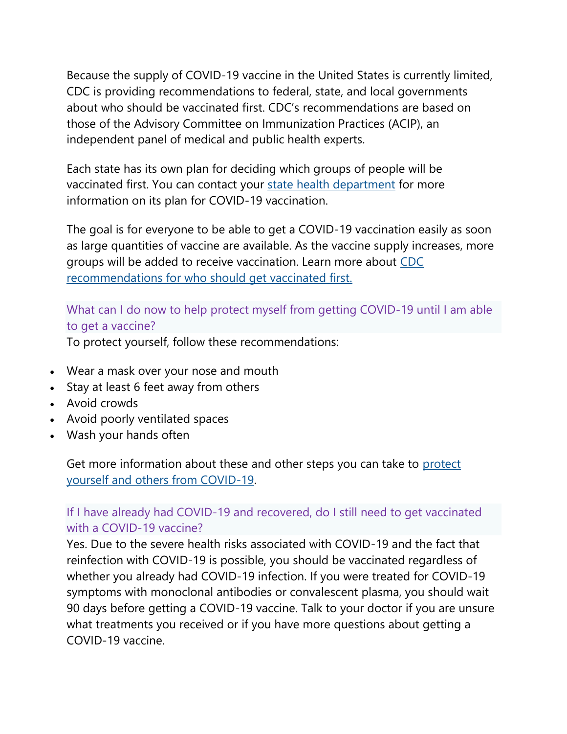Because the supply of COVID-19 vaccine in the United States is currently limited, CDC is providing recommendations to federal, state, and local governments about who should be vaccinated first. CDC's recommendations are based on those of the Advisory Committee on Immunization Practices (ACIP), an independent panel of medical and public health experts.

Each state has its own plan for deciding which groups of people will be vaccinated first. You can contact your state health department for more information on its plan for COVID-19 vaccination.

The goal is for everyone to be able to get a COVID-19 vaccination easily as soon as large quantities of vaccine are available. As the vaccine supply increases, more groups will be added to receive vaccination. Learn more about CDC recommendations for who should get vaccinated first.

### What can I do now to help protect myself from getting COVID-19 until I am able to get a vaccine?

To protect yourself, follow these recommendations:

- Wear a mask over your nose and mouth
- Stay at least 6 feet away from others
- Avoid crowds
- Avoid poorly ventilated spaces
- Wash your hands often

Get more information about these and other steps you can take to protect yourself and others from COVID-19.

### If I have already had COVID-19 and recovered, do I still need to get vaccinated with a COVID-19 vaccine?

Yes. Due to the severe health risks associated with COVID-19 and the fact that reinfection with COVID-19 is possible, you should be vaccinated regardless of whether you already had COVID-19 infection. If you were treated for COVID-19 symptoms with monoclonal antibodies or convalescent plasma, you should wait 90 days before getting a COVID-19 vaccine. Talk to your doctor if you are unsure what treatments you received or if you have more questions about getting a COVID-19 vaccine.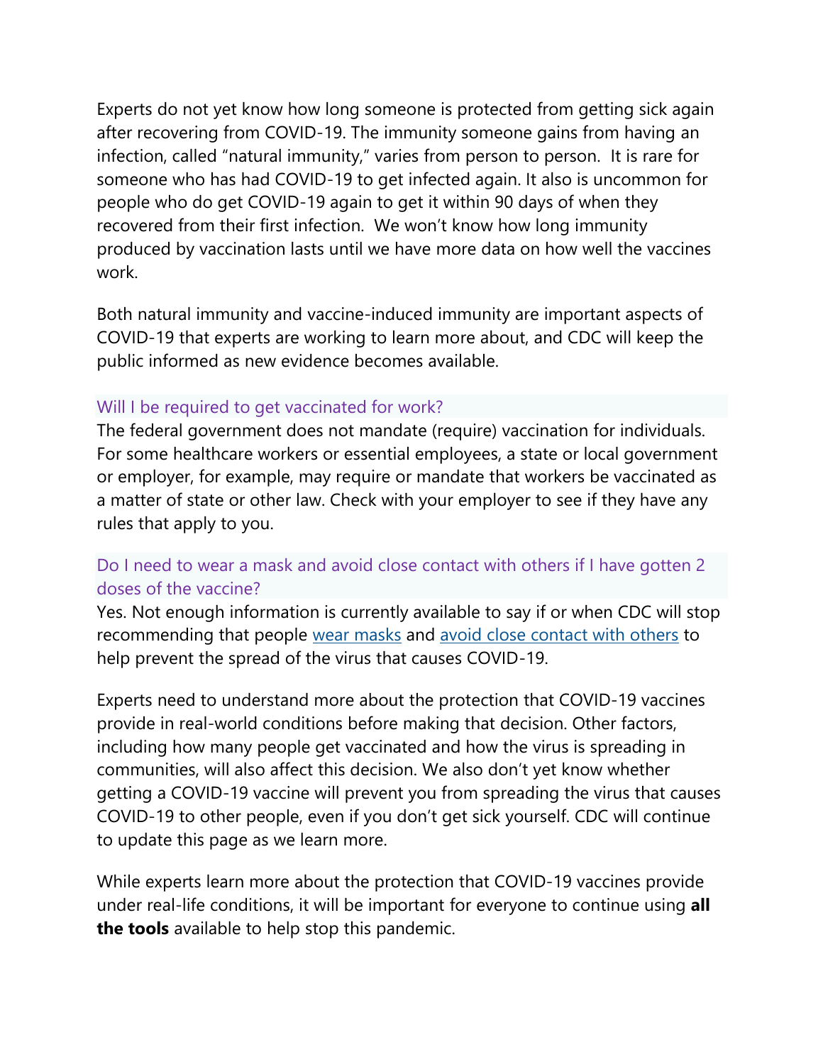Experts do not yet know how long someone is protected from getting sick again after recovering from COVID-19. The immunity someone gains from having an infection, called "natural immunity," varies from person to person. It is rare for someone who has had COVID-19 to get infected again. It also is uncommon for people who do get COVID-19 again to get it within 90 days of when they recovered from their first infection. We won't know how long immunity produced by vaccination lasts until we have more data on how well the vaccines work.

Both natural immunity and vaccine-induced immunity are important aspects of COVID-19 that experts are working to learn more about, and CDC will keep the public informed as new evidence becomes available.

### Will I be required to get vaccinated for work?

The federal government does not mandate (require) vaccination for individuals. For some healthcare workers or essential employees, a state or local government or employer, for example, may require or mandate that workers be vaccinated as a matter of state or other law. Check with your employer to see if they have any rules that apply to you.

### Do I need to wear a mask and avoid close contact with others if I have gotten 2 doses of the vaccine?

Yes. Not enough information is currently available to say if or when CDC will stop recommending that people wear masks and avoid close contact with others to help prevent the spread of the virus that causes COVID-19.

Experts need to understand more about the protection that COVID-19 vaccines provide in real-world conditions before making that decision. Other factors, including how many people get vaccinated and how the virus is spreading in communities, will also affect this decision. We also don't yet know whether getting a COVID-19 vaccine will prevent you from spreading the virus that causes COVID-19 to other people, even if you don't get sick yourself. CDC will continue to update this page as we learn more.

While experts learn more about the protection that COVID-19 vaccines provide under real-life conditions, it will be important for everyone to continue using **all the tools** available to help stop this pandemic.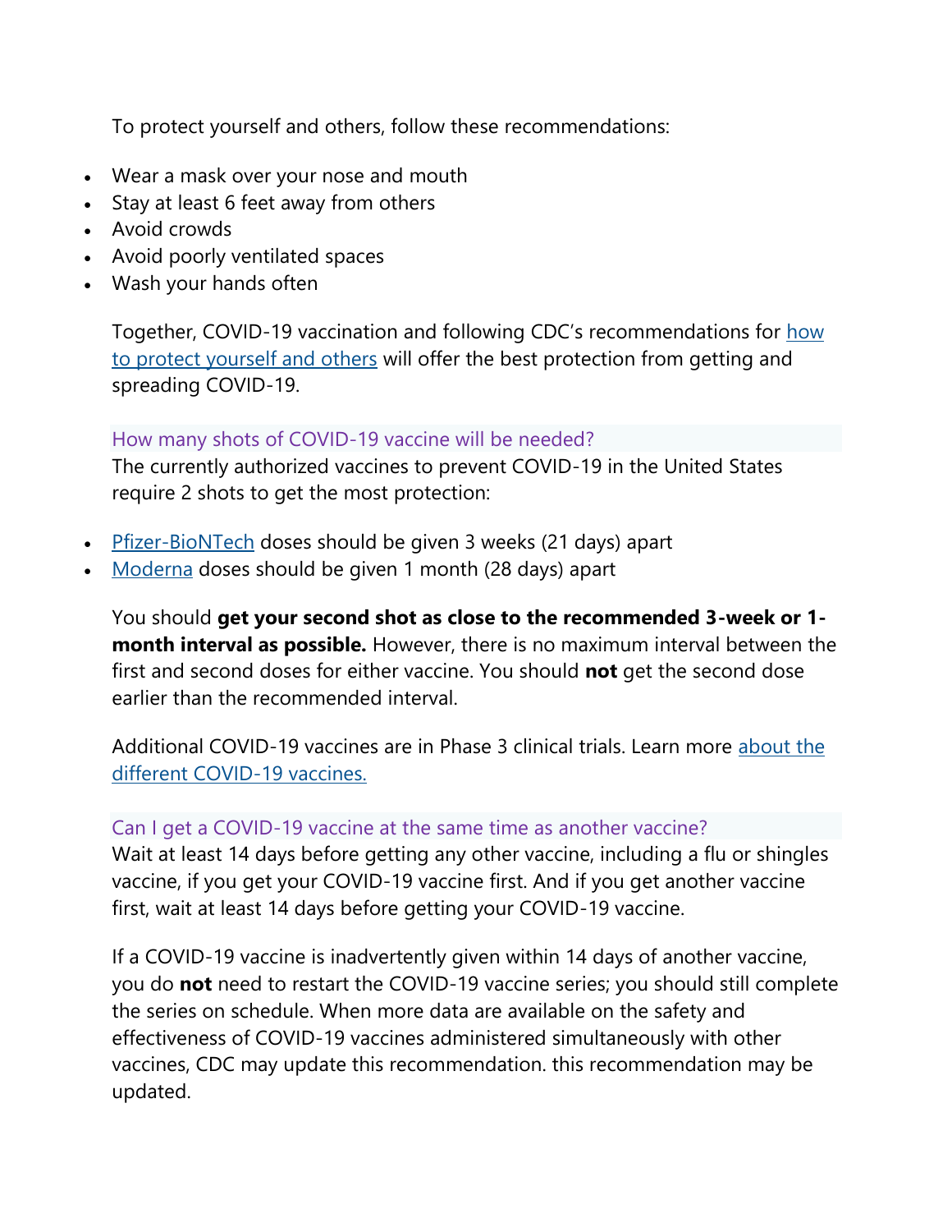To protect yourself and others, follow these recommendations:

- Wear a mask over your nose and mouth
- Stay at least 6 feet away from others
- Avoid crowds
- Avoid poorly ventilated spaces
- Wash your hands often

Together, COVID-19 vaccination and following CDC's recommendations for [how to protect yourself and others]() will offer the best protection from getting and spreading COVID-19.

### How many shots of COVID-19 vaccine will be needed?

The currently authorized vaccines to prevent COVID-19 in the United States require 2 shots to get the most protection:

- [Pfizer-BioNTech]() doses should be given 3 weeks (21 days) apart
- [Moderna]() doses should be given 1 month (28 days) apart

You should **get your second shot as close to the recommended 3-week or 1-month interval as possible.** However, there is no maximum interval between the first and second doses for either vaccine. You should **not** get the second dose earlier than the recommended interval.

Additional COVID-19 vaccines are in Phase 3 clinical trials. Learn more [about the different COVID-19 vaccines.]()

### Can I get a COVID-19 vaccine at the same time as another vaccine?

Wait at least 14 days before getting any other vaccine, including a flu or shingles vaccine, if you get your COVID-19 vaccine first. And if you get another vaccine first, wait at least 14 days before getting your COVID-19 vaccine.

If a COVID-19 vaccine is inadvertently given within 14 days of another vaccine, you do **not** need to restart the COVID-19 vaccine series; you should still complete the series on schedule. When more data are available on the safety and effectiveness of COVID-19 vaccines administered simultaneously with other vaccines, CDC may update this recommendation. this recommendation may be updated.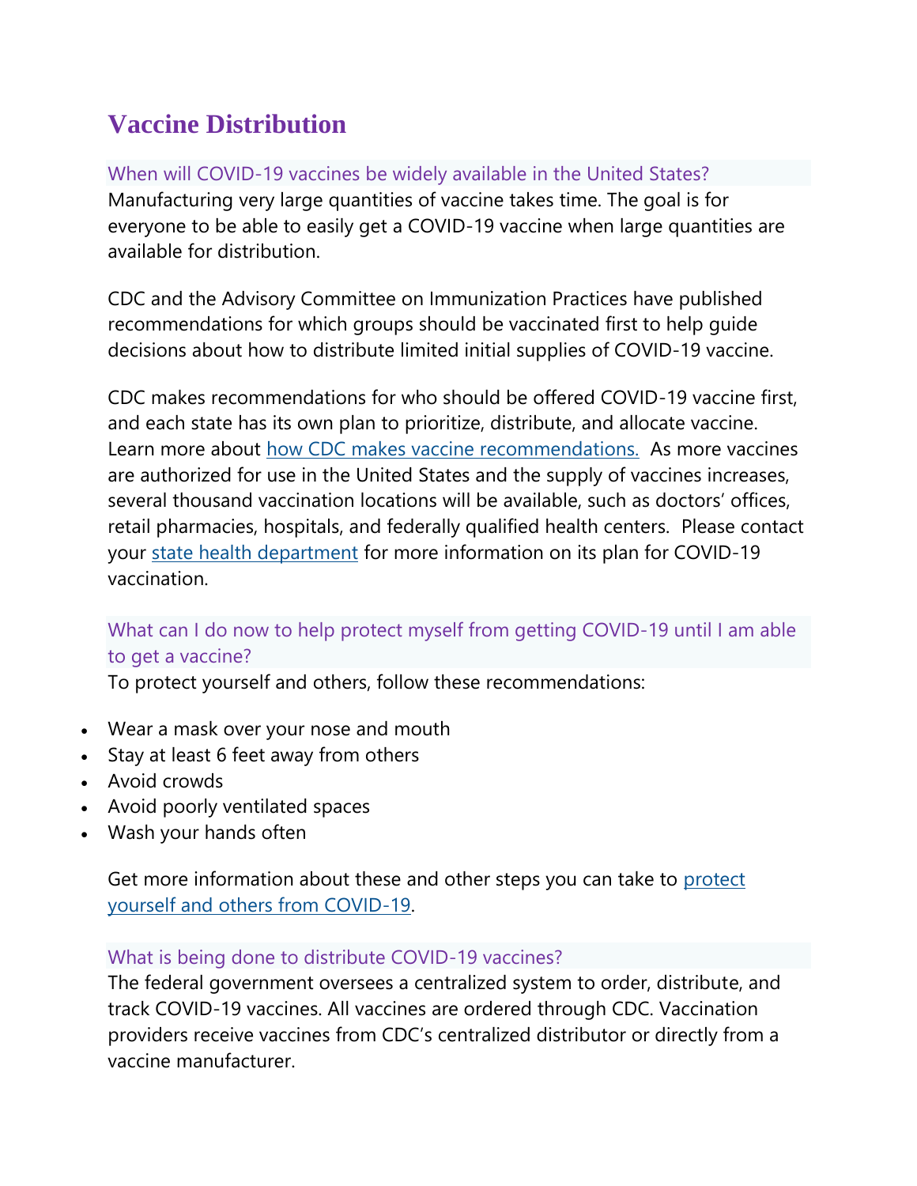# Vaccine Distribution

### When will COVID-19 vaccines be widely available in the United States?

Manufacturing very large quantities of vaccine takes time. The goal is for everyone to be able to easily get a COVID-19 vaccine when large quantities are available for distribution.

CDC and the Advisory Committee on Immunization Practices have published recommendations for which groups should be vaccinated first to help guide decisions about how to distribute limited initial supplies of COVID-19 vaccine.

CDC makes recommendations for who should be offered COVID-19 vaccine first, and each state has its own plan to prioritize, distribute, and allocate vaccine. Learn more about how CDC makes vaccine recommendations. As more vaccines are authorized for use in the United States and the supply of vaccines increases, several thousand vaccination locations will be available, such as doctors' offices, retail pharmacies, hospitals, and federally qualified health centers. Please contact your state health department for more information on its plan for COVID-19 vaccination.

### What can I do now to help protect myself from getting COVID-19 until I am able to get a vaccine?

To protect yourself and others, follow these recommendations:

- Wear a mask over your nose and mouth
- Stay at least 6 feet away from others
- Avoid crowds
- Avoid poorly ventilated spaces
- Wash your hands often

Get more information about these and other steps you can take to protect yourself and others from COVID-19.

### What is being done to distribute COVID-19 vaccines?

The federal government oversees a centralized system to order, distribute, and track COVID-19 vaccines. All vaccines are ordered through CDC. Vaccination providers receive vaccines from CDC's centralized distributor or directly from a vaccine manufacturer.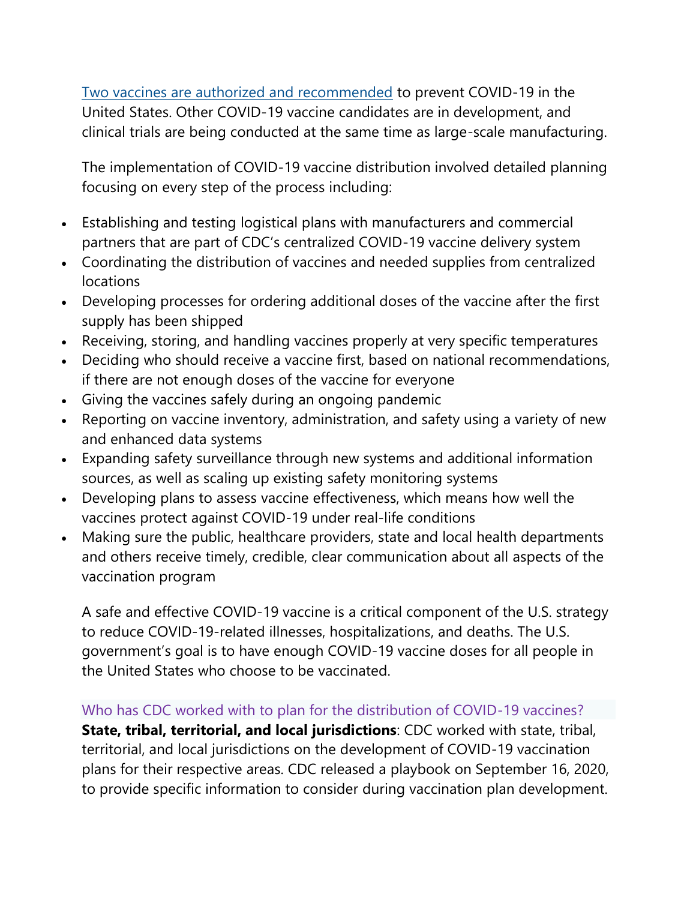[Two vaccines are authorized and recommended](#) to prevent COVID-19 in the United States. Other COVID-19 vaccine candidates are in development, and clinical trials are being conducted at the same time as large-scale manufacturing.

The implementation of COVID-19 vaccine distribution involved detailed planning focusing on every step of the process including:

- Establishing and testing logistical plans with manufacturers and commercial partners that are part of CDC's centralized COVID-19 vaccine delivery system
- Coordinating the distribution of vaccines and needed supplies from centralized locations
- Developing processes for ordering additional doses of the vaccine after the first supply has been shipped
- Receiving, storing, and handling vaccines properly at very specific temperatures
- Deciding who should receive a vaccine first, based on national recommendations, if there are not enough doses of the vaccine for everyone
- Giving the vaccines safely during an ongoing pandemic
- Reporting on vaccine inventory, administration, and safety using a variety of new and enhanced data systems
- Expanding safety surveillance through new systems and additional information sources, as well as scaling up existing safety monitoring systems
- Developing plans to assess vaccine effectiveness, which means how well the vaccines protect against COVID-19 under real-life conditions
- Making sure the public, healthcare providers, state and local health departments and others receive timely, credible, clear communication about all aspects of the vaccination program

A safe and effective COVID-19 vaccine is a critical component of the U.S. strategy to reduce COVID-19-related illnesses, hospitalizations, and deaths. The U.S. government's goal is to have enough COVID-19 vaccine doses for all people in the United States who choose to be vaccinated.

### Who has CDC worked with to plan for the distribution of COVID-19 vaccines?

**State, tribal, territorial, and local jurisdictions**: CDC worked with state, tribal, territorial, and local jurisdictions on the development of COVID-19 vaccination plans for their respective areas. CDC released a playbook on September 16, 2020, to provide specific information to consider during vaccination plan development.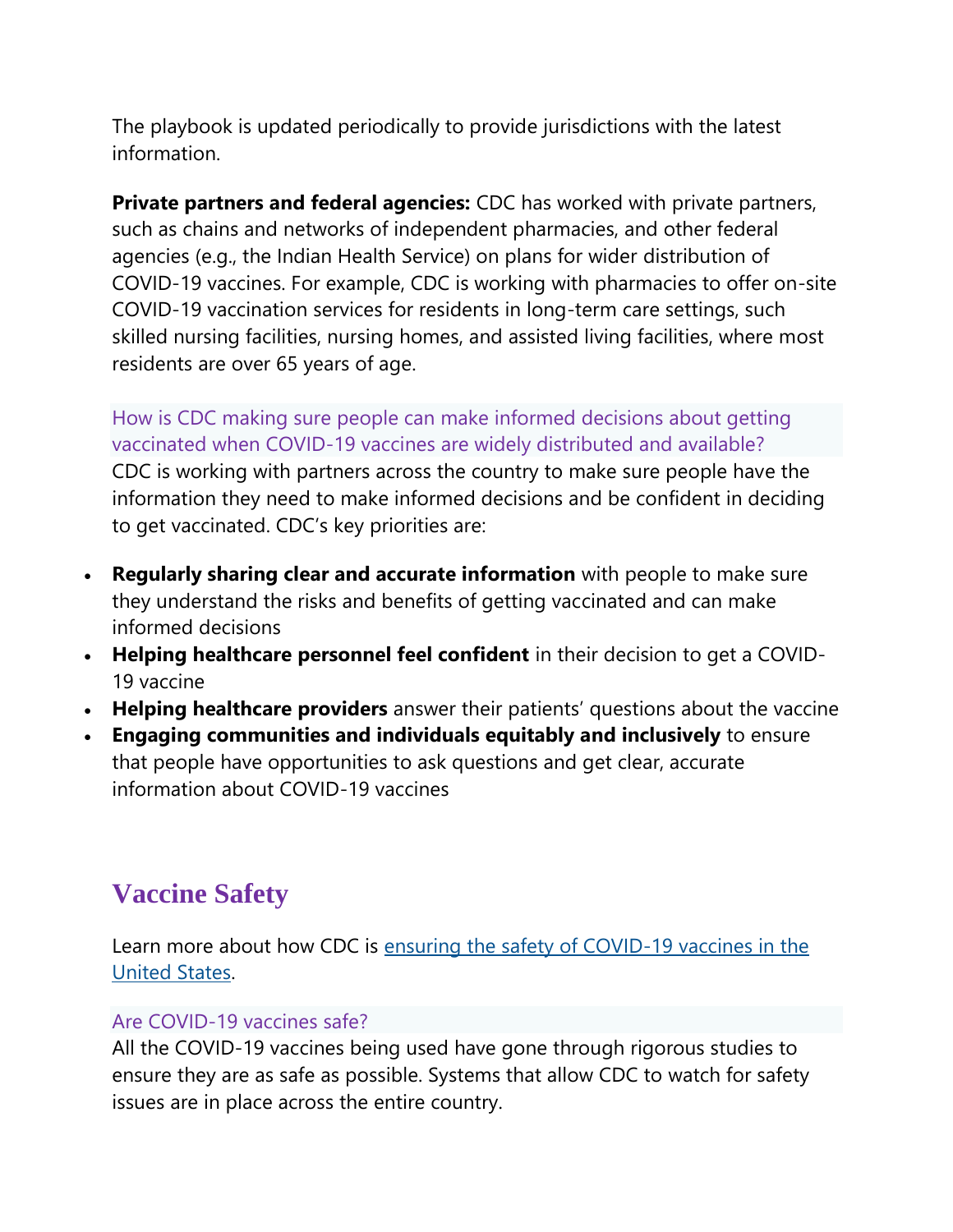The playbook is updated periodically to provide jurisdictions with the latest information.

**Private partners and federal agencies:** CDC has worked with private partners, such as chains and networks of independent pharmacies, and other federal agencies (e.g., the Indian Health Service) on plans for wider distribution of COVID-19 vaccines. For example, CDC is working with pharmacies to offer on-site COVID-19 vaccination services for residents in long-term care settings, such skilled nursing facilities, nursing homes, and assisted living facilities, where most residents are over 65 years of age.

### How is CDC making sure people can make informed decisions about getting vaccinated when COVID-19 vaccines are widely distributed and available?

CDC is working with partners across the country to make sure people have the information they need to make informed decisions and be confident in deciding to get vaccinated. CDC's key priorities are:

- **Regularly sharing clear and accurate information** with people to make sure they understand the risks and benefits of getting vaccinated and can make informed decisions
- **Helping healthcare personnel feel confident** in their decision to get a COVID-19 vaccine
- **Helping healthcare providers** answer their patients' questions about the vaccine
- **Engaging communities and individuals equitably and inclusively** to ensure that people have opportunities to ask questions and get clear, accurate information about COVID-19 vaccines

## Vaccine Safety

Learn more about how CDC is ensuring the safety of COVID-19 vaccines in the United States.

### Are COVID-19 vaccines safe?

All the COVID-19 vaccines being used have gone through rigorous studies to ensure they are as safe as possible. Systems that allow CDC to watch for safety issues are in place across the entire country.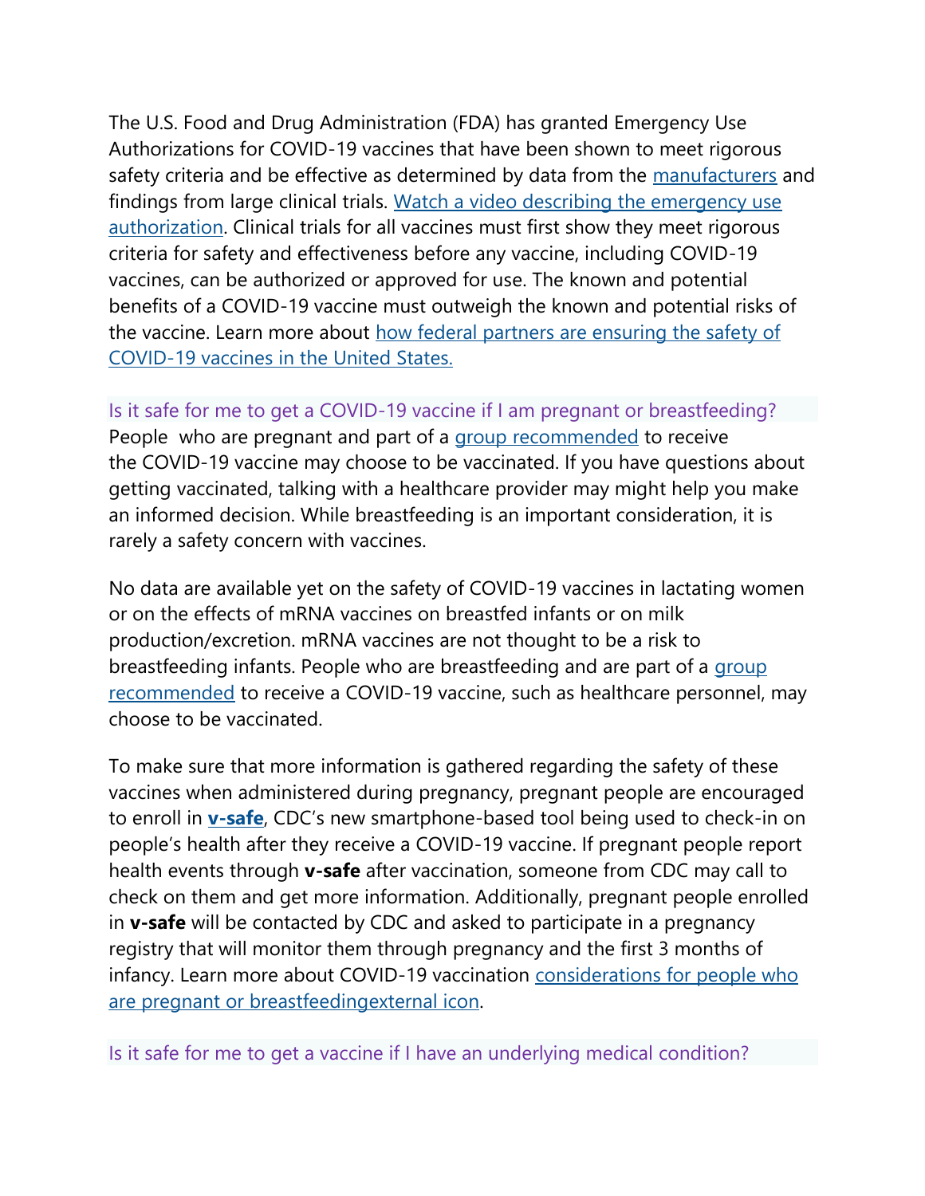The U.S. Food and Drug Administration (FDA) has granted Emergency Use Authorizations for COVID-19 vaccines that have been shown to meet rigorous safety criteria and be effective as determined by data from the manufacturers and findings from large clinical trials. Watch a video describing the emergency use authorization. Clinical trials for all vaccines must first show they meet rigorous criteria for safety and effectiveness before any vaccine, including COVID-19 vaccines, can be authorized or approved for use. The known and potential benefits of a COVID-19 vaccine must outweigh the known and potential risks of the vaccine. Learn more about how federal partners are ensuring the safety of COVID-19 vaccines in the United States.

### Is it safe for me to get a COVID-19 vaccine if I am pregnant or breastfeeding?

People who are pregnant and part of a group recommended to receive the COVID-19 vaccine may choose to be vaccinated. If you have questions about getting vaccinated, talking with a healthcare provider may might help you make an informed decision. While breastfeeding is an important consideration, it is rarely a safety concern with vaccines.

No data are available yet on the safety of COVID-19 vaccines in lactating women or on the effects of mRNA vaccines on breastfed infants or on milk production/excretion. mRNA vaccines are not thought to be a risk to breastfeeding infants. People who are breastfeeding and are part of a group recommended to receive a COVID-19 vaccine, such as healthcare personnel, may choose to be vaccinated.

To make sure that more information is gathered regarding the safety of these vaccines when administered during pregnancy, pregnant people are encouraged to enroll in **v-safe**, CDC's new smartphone-based tool being used to check-in on people's health after they receive a COVID-19 vaccine. If pregnant people report health events through **v-safe** after vaccination, someone from CDC may call to check on them and get more information. Additionally, pregnant people enrolled in **v-safe** will be contacted by CDC and asked to participate in a pregnancy registry that will monitor them through pregnancy and the first 3 months of infancy. Learn more about COVID-19 vaccination considerations for people who are pregnant or breastfeedingexternal icon.

### Is it safe for me to get a vaccine if I have an underlying medical condition?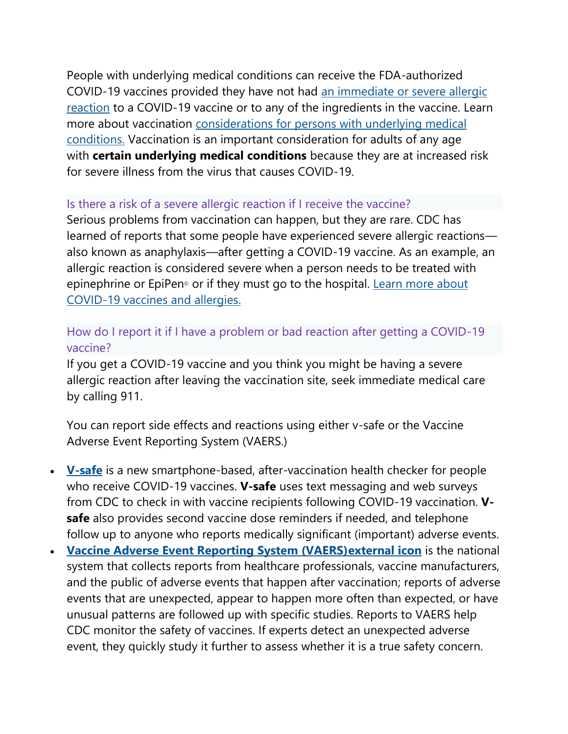People with underlying medical conditions can receive the FDA-authorized COVID-19 vaccines provided they have not had an immediate or severe allergic reaction to a COVID-19 vaccine or to any of the ingredients in the vaccine. Learn more about vaccination considerations for persons with underlying medical conditions. Vaccination is an important consideration for adults of any age with **certain underlying medical conditions** because they are at increased risk for severe illness from the virus that causes COVID-19.

### Is there a risk of a severe allergic reaction if I receive the vaccine?

Serious problems from vaccination can happen, but they are rare. CDC has learned of reports that some people have experienced severe allergic reactions—also known as anaphylaxis—after getting a COVID-19 vaccine. As an example, an allergic reaction is considered severe when a person needs to be treated with epinephrine or EpiPen© or if they must go to the hospital. Learn more about COVID-19 vaccines and allergies.

### How do I report it if I have a problem or bad reaction after getting a COVID-19 vaccine?

If you get a COVID-19 vaccine and you think you might be having a severe allergic reaction after leaving the vaccination site, seek immediate medical care by calling 911.

You can report side effects and reactions using either v-safe or the Vaccine Adverse Event Reporting System (VAERS.)

- **V-safe** is a new smartphone-based, after-vaccination health checker for people who receive COVID-19 vaccines. **V-safe** uses text messaging and web surveys from CDC to check in with vaccine recipients following COVID-19 vaccination. **V-safe** also provides second vaccine dose reminders if needed, and telephone follow up to anyone who reports medically significant (important) adverse events.
- **Vaccine Adverse Event Reporting System (VAERS)external icon** is the national system that collects reports from healthcare professionals, vaccine manufacturers, and the public of adverse events that happen after vaccination; reports of adverse events that are unexpected, appear to happen more often than expected, or have unusual patterns are followed up with specific studies. Reports to VAERS help CDC monitor the safety of vaccines. If experts detect an unexpected adverse event, they quickly study it further to assess whether it is a true safety concern.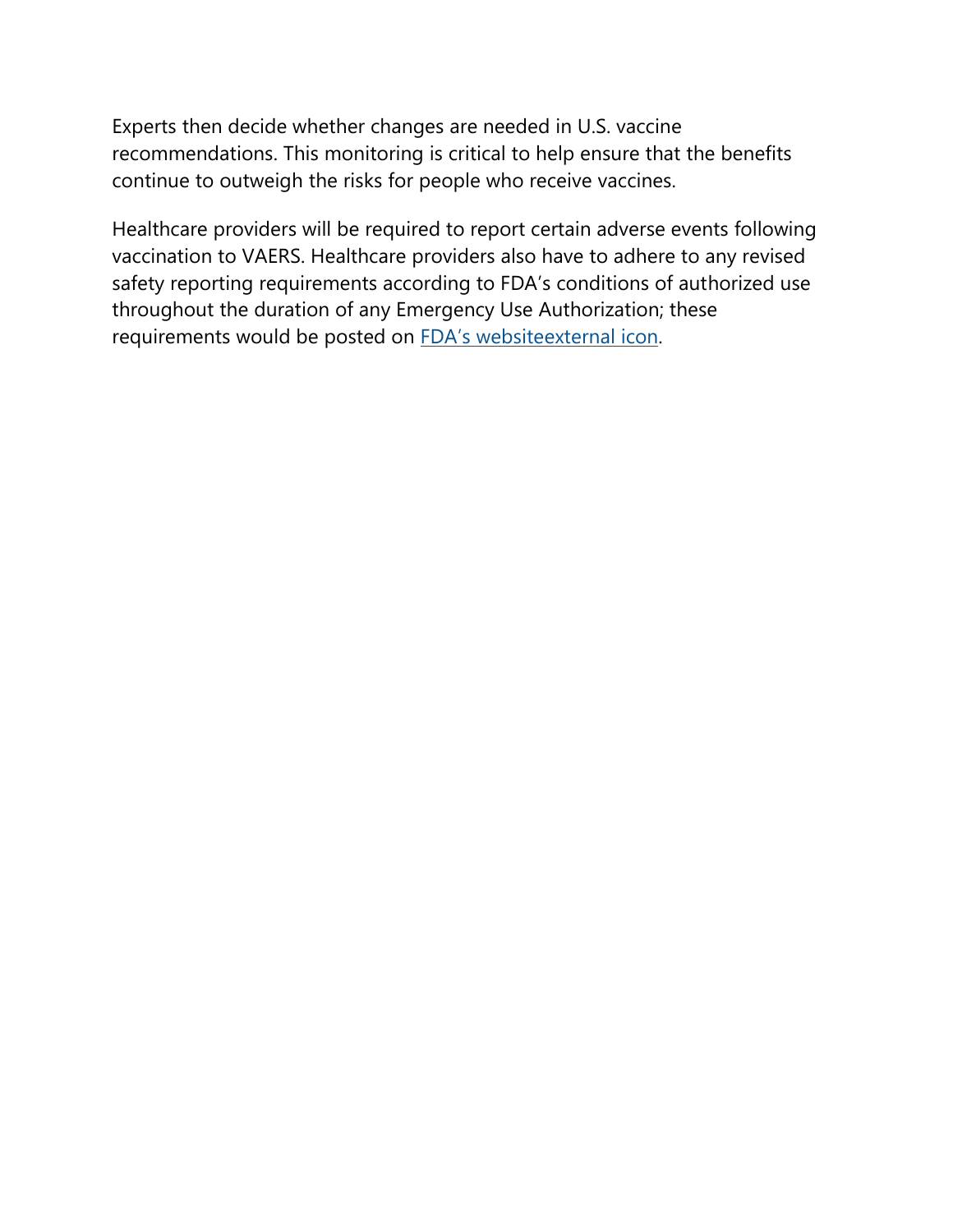Experts then decide whether changes are needed in U.S. vaccine recommendations. This monitoring is critical to help ensure that the benefits continue to outweigh the risks for people who receive vaccines.

Healthcare providers will be required to report certain adverse events following vaccination to VAERS. Healthcare providers also have to adhere to any revised safety reporting requirements according to FDA's conditions of authorized use throughout the duration of any Emergency Use Authorization; these requirements would be posted on [FDA's websiteexternal icon].